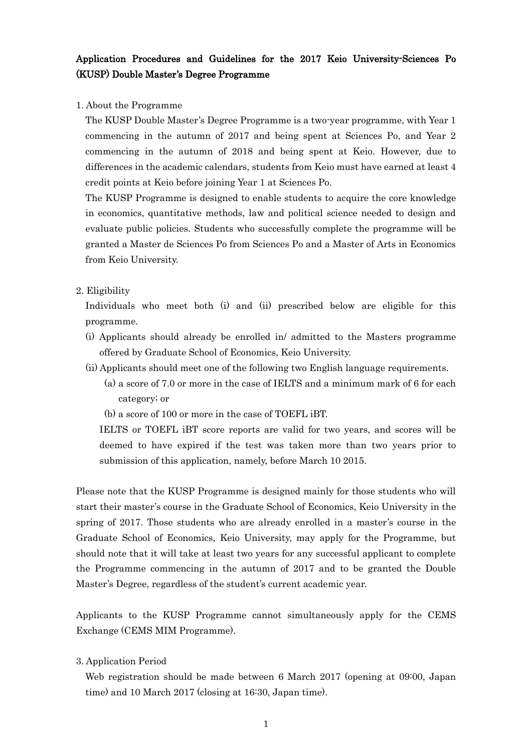# Application Procedures and Guidelines for the 2017 Keio University-Sciences Po (KUSP) Double Master's Degree Programme

## 1. About the Programme

The KUSP Double Master's Degree Programme is a two-year programme, with Year 1 commencing in the autumn of 2017 and being spent at Sciences Po, and Year 2 commencing in the autumn of 2018 and being spent at Keio. However, due to differences in the academic calendars, students from Keio must have earned at least 4 credit points at Keio before joining Year 1 at Sciences Po.

The KUSP Programme is designed to enable students to acquire the core knowledge in economics, quantitative methods, law and political science needed to design and evaluate public policies. Students who successfully complete the programme will be granted a Master de Sciences Po from Sciences Po and a Master of Arts in Economics from Keio University.

## 2. Eligibility

Individuals who meet both (i) and (ii) prescribed below are eligible for this programme.

(i) Applicants should already be enrolled in/ admitted to the Masters programme offered by Graduate School of Economics, Keio University.

(ii) Applicants should meet one of the following two English language requirements.

- (a) a score of 7.0 or more in the case of IELTS and a minimum mark of 6 for each category; or
- (b) a score of 100 or more in the case of TOEFL iBT.

IELTS or TOEFL iBT score reports are valid for two years, and scores will be deemed to have expired if the test was taken more than two years prior to submission of this application, namely, before March 10 2015.

Please note that the KUSP Programme is designed mainly for those students who will start their master's course in the Graduate School of Economics, Keio University in the spring of 2017. Those students who are already enrolled in a master's course in the Graduate School of Economics, Keio University, may apply for the Programme, but should note that it will take at least two years for any successful applicant to complete the Programme commencing in the autumn of 2017 and to be granted the Double Master's Degree, regardless of the student's current academic year.

Applicants to the KUSP Programme cannot simultaneously apply for the CEMS Exchange (CEMS MIM Programme).

## 3. Application Period

Web registration should be made between 6 March 2017 (opening at 09:00, Japan time) and 10 March 2017 (closing at 16:30, Japan time).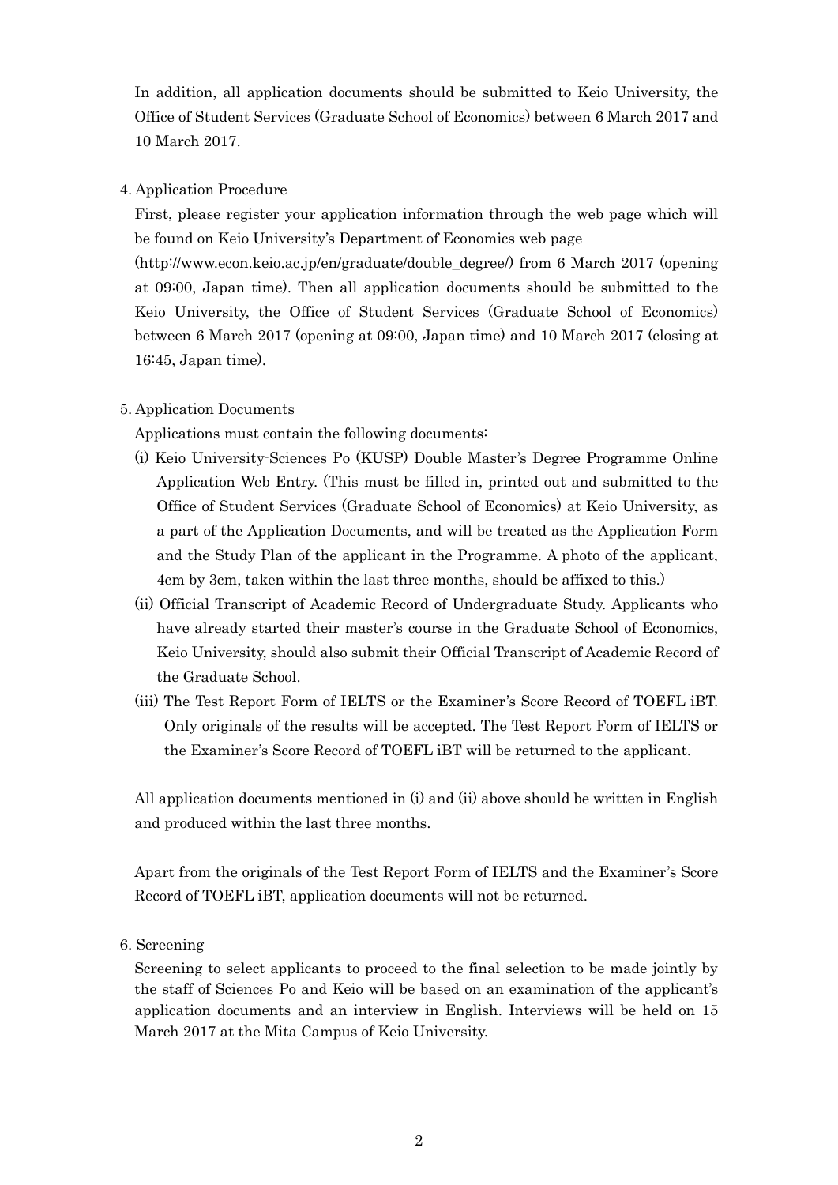In addition, all application documents should be submitted to Keio University, the Office of Student Services (Graduate School of Economics) between 6 March 2017 and 10 March 2017.

4. Application Procedure

First, please register your application information through the web page which will be found on Keio University's Department of Economics web page (http://www.econ.keio.ac.jp/en/graduate/double_degree/) from 6 March 2017 (opening at 09:00, Japan time). Then all application documents should be submitted to the Keio University, the Office of Student Services (Graduate School of Economics) between 6 March 2017 (opening at 09:00, Japan time) and 10 March 2017 (closing at 16:45, Japan time).

5. Application Documents

Applications must contain the following documents:

(i) Keio University-Sciences Po (KUSP) Double Master's Degree Programme Online Application Web Entry. (This must be filled in, printed out and submitted to the Office of Student Services (Graduate School of Economics) at Keio University, as a part of the Application Documents, and will be treated as the Application Form and the Study Plan of the applicant in the Programme. A photo of the applicant, 4cm by 3cm, taken within the last three months, should be affixed to this.)

(ii) Official Transcript of Academic Record of Undergraduate Study. Applicants who have already started their master's course in the Graduate School of Economics, Keio University, should also submit their Official Transcript of Academic Record of the Graduate School.

(iii) The Test Report Form of IELTS or the Examiner's Score Record of TOEFL iBT. Only originals of the results will be accepted. The Test Report Form of IELTS or the Examiner's Score Record of TOEFL iBT will be returned to the applicant.

All application documents mentioned in (i) and (ii) above should be written in English and produced within the last three months.

Apart from the originals of the Test Report Form of IELTS and the Examiner's Score Record of TOEFL iBT, application documents will not be returned.

6. Screening

Screening to select applicants to proceed to the final selection to be made jointly by the staff of Sciences Po and Keio will be based on an examination of the applicant's application documents and an interview in English. Interviews will be held on 15 March 2017 at the Mita Campus of Keio University.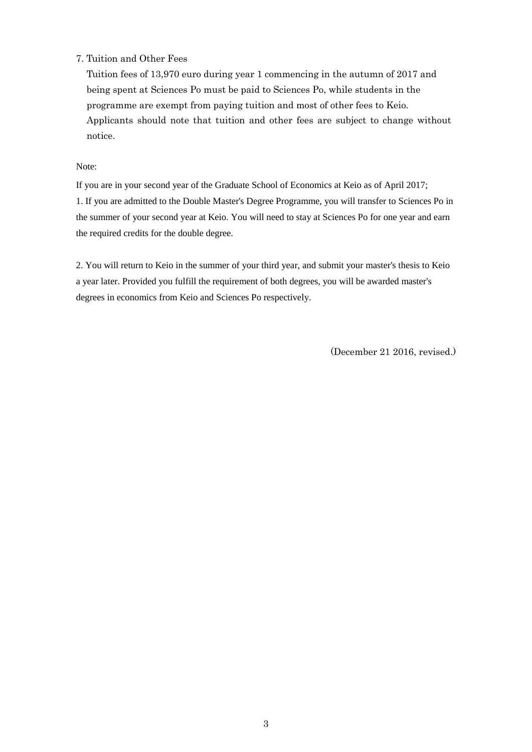## 7. Tuition and Other Fees

Tuition fees of 13,970 euro during year 1 commencing in the autumn of 2017 and being spent at Sciences Po must be paid to Sciences Po, while students in the programme are exempt from paying tuition and most of other fees to Keio. Applicants should note that tuition and other fees are subject to change without notice.

Note:

If you are in your second year of the Graduate School of Economics at Keio as of April 2017;

1. If you are admitted to the Double Master's Degree Programme, you will transfer to Sciences Po in the summer of your second year at Keio. You will need to stay at Sciences Po for one year and earn the required credits for the double degree.

2. You will return to Keio in the summer of your third year, and submit your master's thesis to Keio a year later. Provided you fulfill the requirement of both degrees, you will be awarded master's degrees in economics from Keio and Sciences Po respectively.

(December 21 2016, revised.)